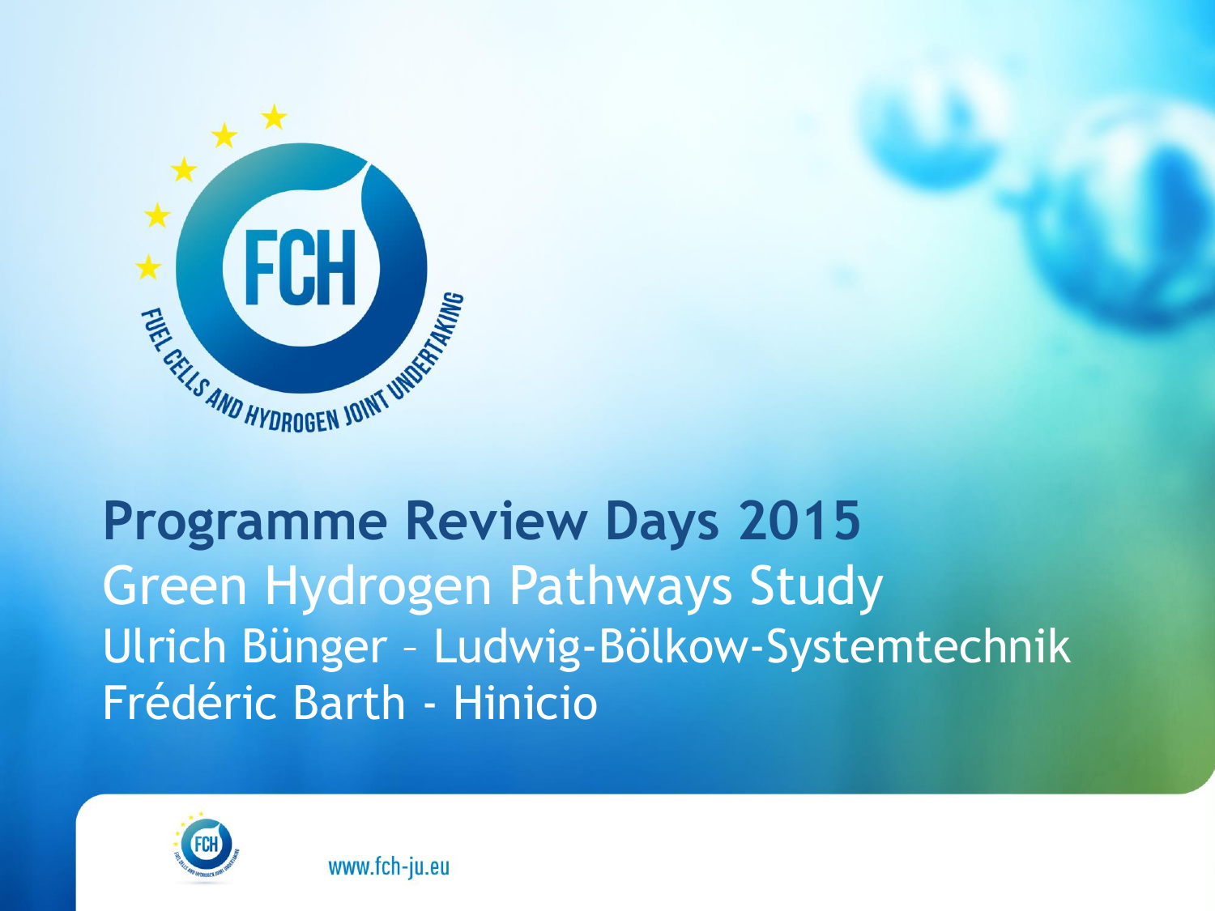# Programme Review Days 2015

## Green Hydrogen Pathways Study

Ulrich Bünger – Ludwig-Bölkow-Systemtechnik

Frédéric Barth - Hinicio

www.fch-ju.eu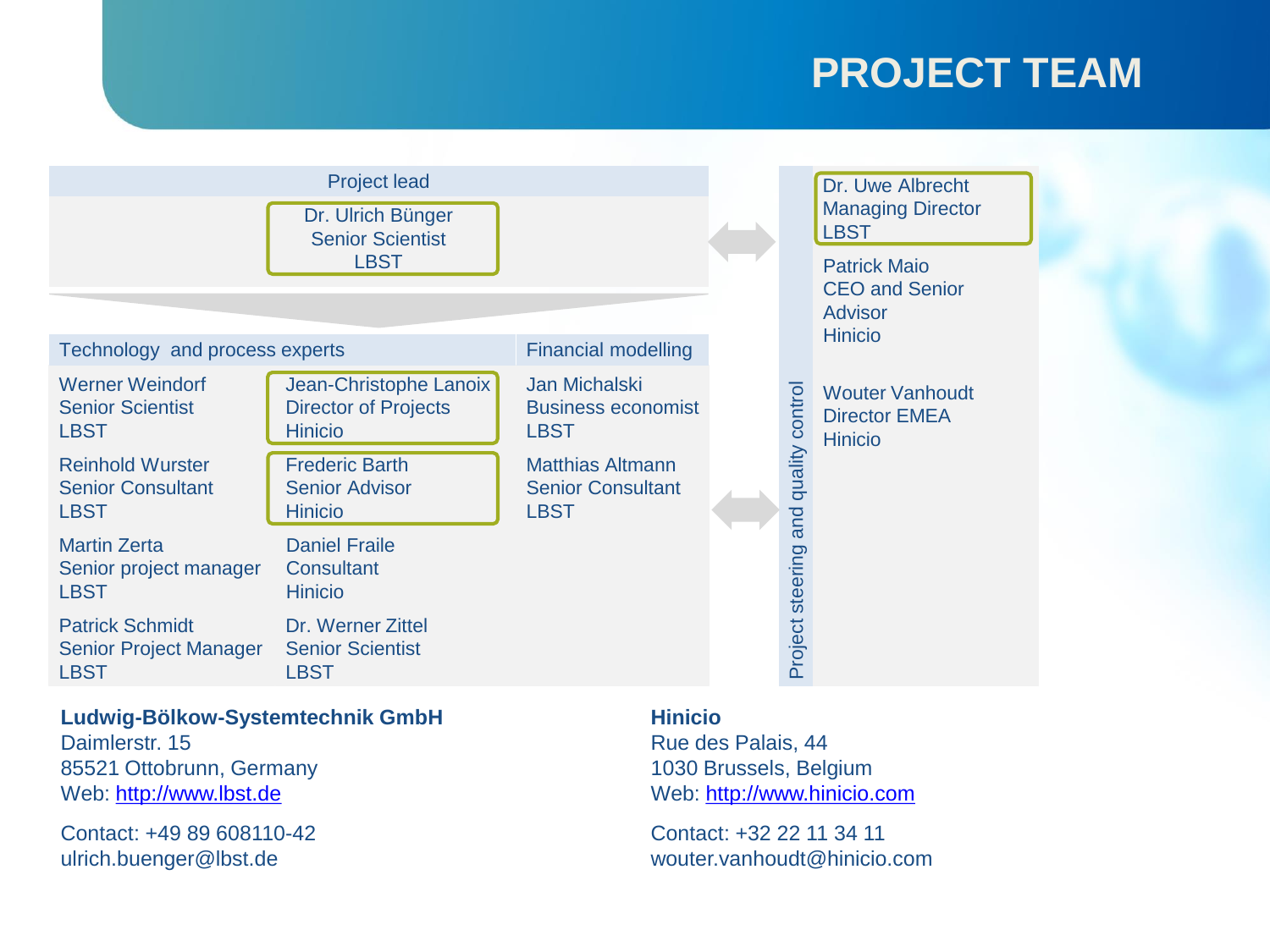# PROJECT TEAM

**Project lead**

Dr. Ulrich Bünger
Senior Scientist
LBST

| Technology and process experts | | Financial modelling |
|---|---|---|
| Werner Weindorf<br>Senior Scientist<br>LBST | Jean-Christophe Lanoix<br>Director of Projects<br>Hinicio | Jan Michalski<br>Business economist<br>LBST |
| Reinhold Wurster<br>Senior Consultant<br>LBST | Frederic Barth<br>Senior Advisor<br>Hinicio | Matthias Altmann<br>Senior Consultant<br>LBST |
| Martin Zerta<br>Senior project manager<br>LBST | Daniel Fraile<br>Consultant<br>Hinicio | |
| Patrick Schmidt<br>Senior Project Manager<br>LBST | Dr. Werner Zittel<br>Senior Scientist<br>LBST | |

**Project steering and quality control**

Dr. Uwe Albrecht
Managing Director
LBST

Patrick Maio
CEO and Senior Advisor
Hinicio

Wouter Vanhoudt
Director EMEA
Hinicio

**Ludwig-Bölkow-Systemtechnik GmbH**
Daimlerstr. 15
85521 Ottobrunn, Germany
Web: http://www.lbst.de

Contact: +49 89 608110-42
ulrich.buenger@lbst.de

**Hinicio**
Rue des Palais, 44
1030 Brussels, Belgium
Web: http://www.hinicio.com

Contact: +32 22 11 34 11
wouter.vanhoudt@hinicio.com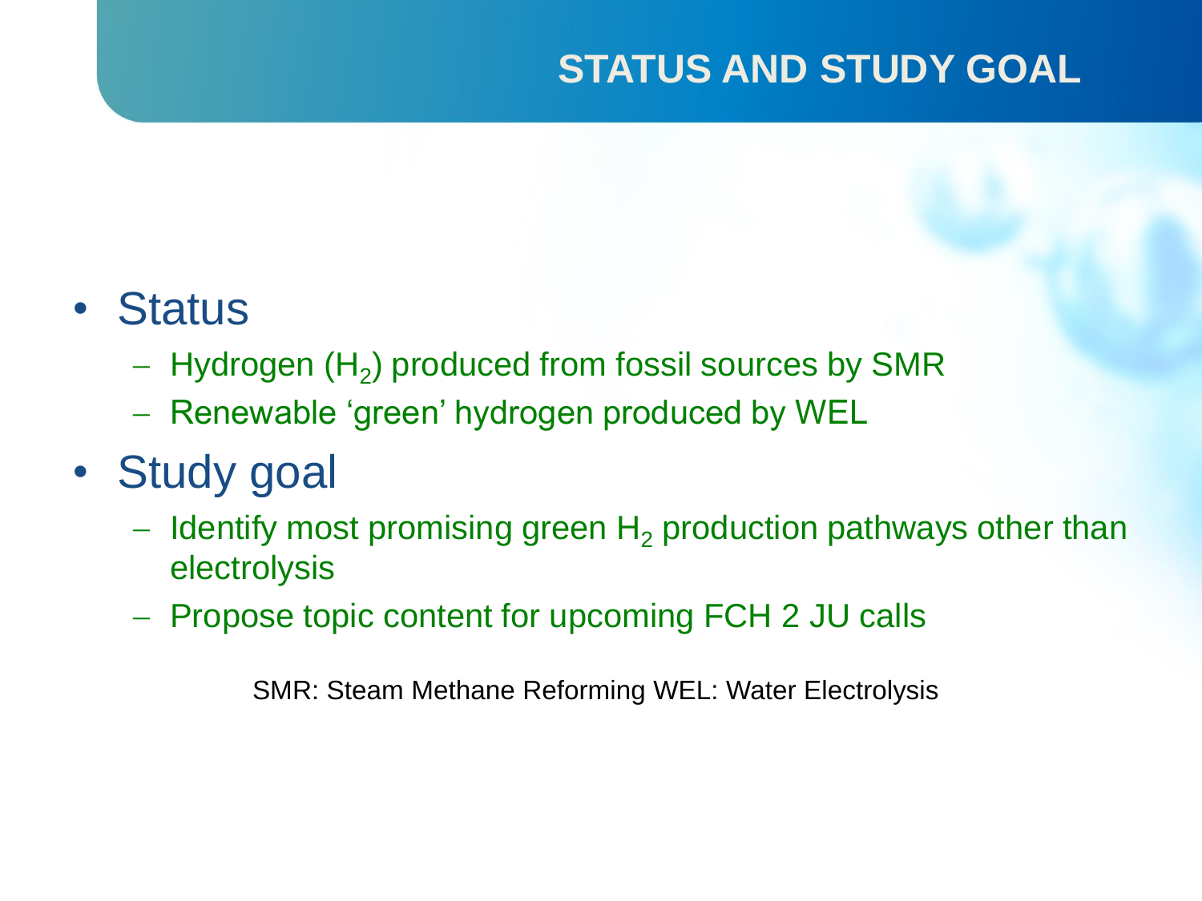# STATUS AND STUDY GOAL

- Status
  - Hydrogen ($H_2$) produced from fossil sources by SMR
  - Renewable 'green' hydrogen produced by WEL
- Study goal
  - Identify most promising green $H_2$ production pathways other than electrolysis
  - Propose topic content for upcoming FCH 2 JU calls

SMR: Steam Methane Reforming WEL: Water Electrolysis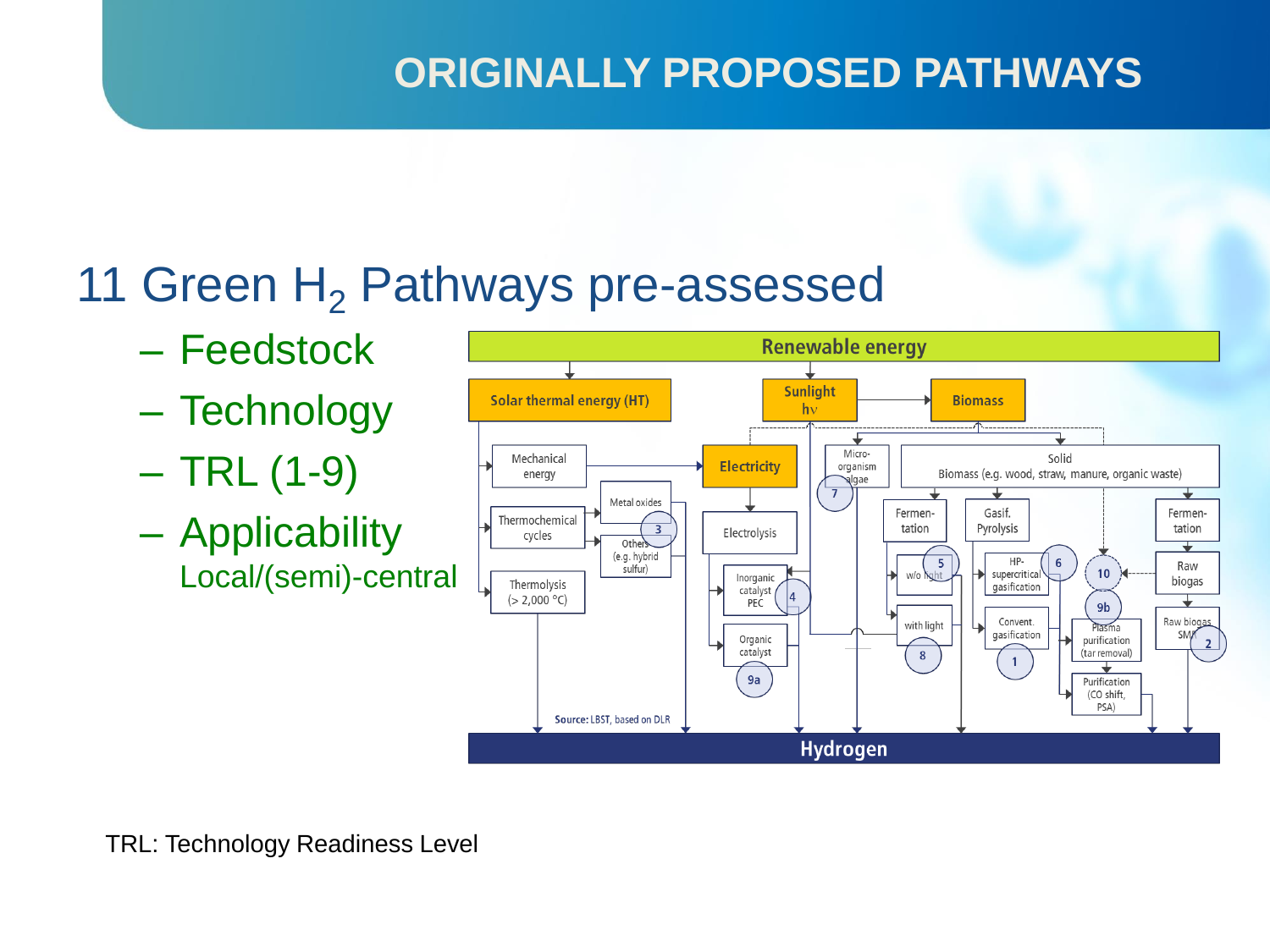# ORIGINALLY PROPOSED PATHWAYS

## 11 Green $H_2$ Pathways pre-assessed

- Feedstock
- Technology
- TRL (1-9)
- Applicability
  Local/(semi)-central

Renewable energy

Solar thermal energy (HT) | Sunlight hν | Biomass

Mechanical energy | Electricity | Micro-organism algae (7) | Solid Biomass (e.g. wood, straw, manure, organic waste)

Thermochemical cycles | Metal oxides | Others (e.g. hybrid sulfur) (3) | Electrolysis | Fermentation | Gasif. Pyrolysis | Fermentation

Thermolysis (> 2,000 °C) | Inorganic catalyst PEC (4) | Organic catalyst (9a) | w/o light (5) | with light (8) | HP-supercritical gasification (6) | Convent. gasification (1) | (10) | (9b) Plasma purification (tar removal) | Purification (CO shift, PSA) | Raw biogas | Raw biogas SMR (2)

Source: LBST, based on DLR

Hydrogen

TRL: Technology Readiness Level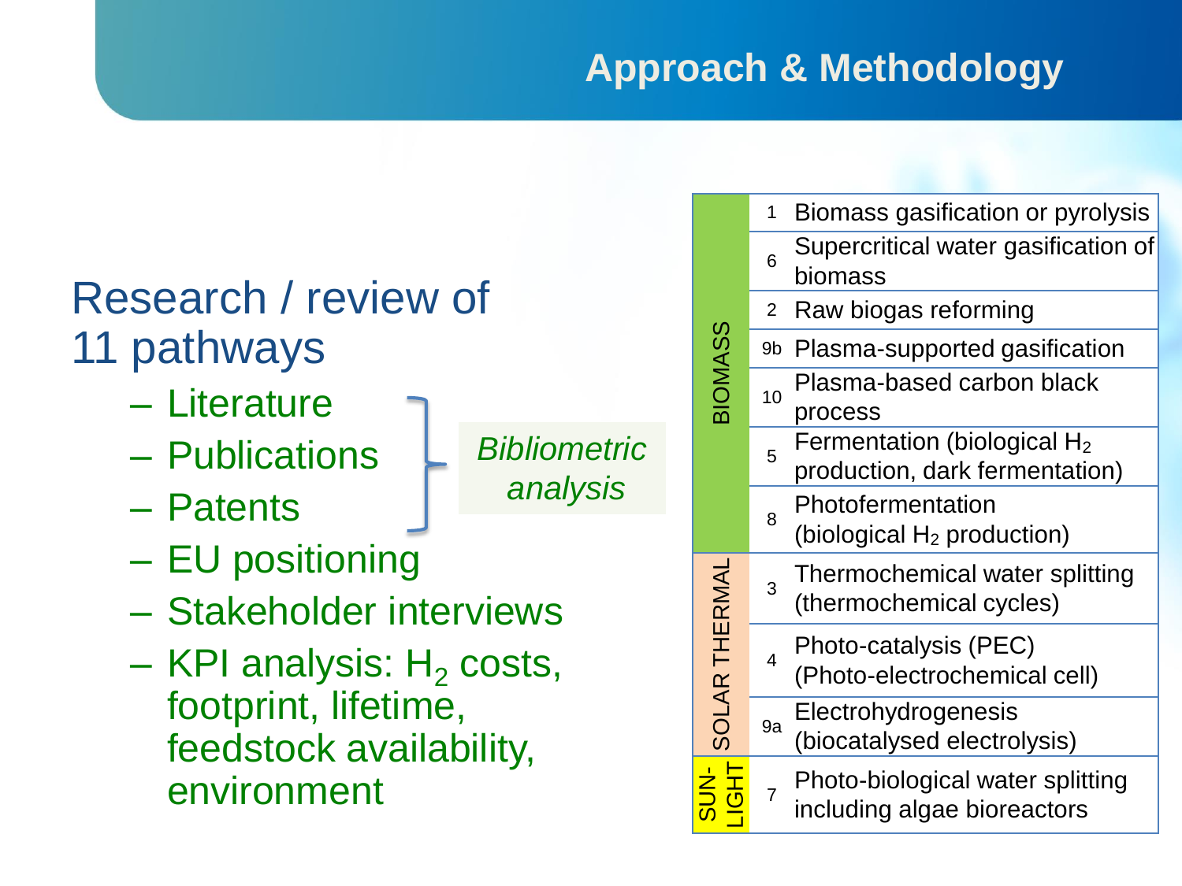# Approach & Methodology

## Research / review of 11 pathways

- Literature
- Publications
- Patents
- EU positioning
- Stakeholder interviews
- KPI analysis: $H_2$ costs, footprint, lifetime, feedstock availability, environment

*Bibliometric analysis* (Literature, Publications, Patents)

| Category | No. | Pathway |
|---|---|---|
| BIOMASS | 1 | Biomass gasification or pyrolysis |
| | 6 | Supercritical water gasification of biomass |
| | 2 | Raw biogas reforming |
| | 9b | Plasma-supported gasification |
| | 10 | Plasma-based carbon black process |
| | 5 | Fermentation (biological $H_2$ production, dark fermentation) |
| | 8 | Photofermentation (biological $H_2$ production) |
| SOLAR THERMAL | 3 | Thermochemical water splitting (thermochemical cycles) |
| | 4 | Photo-catalysis (PEC) (Photo-electrochemical cell) |
| | 9a | Electrohydrogenesis (biocatalysed electrolysis) |
| SUN-LIGHT | 7 | Photo-biological water splitting including algae bioreactors |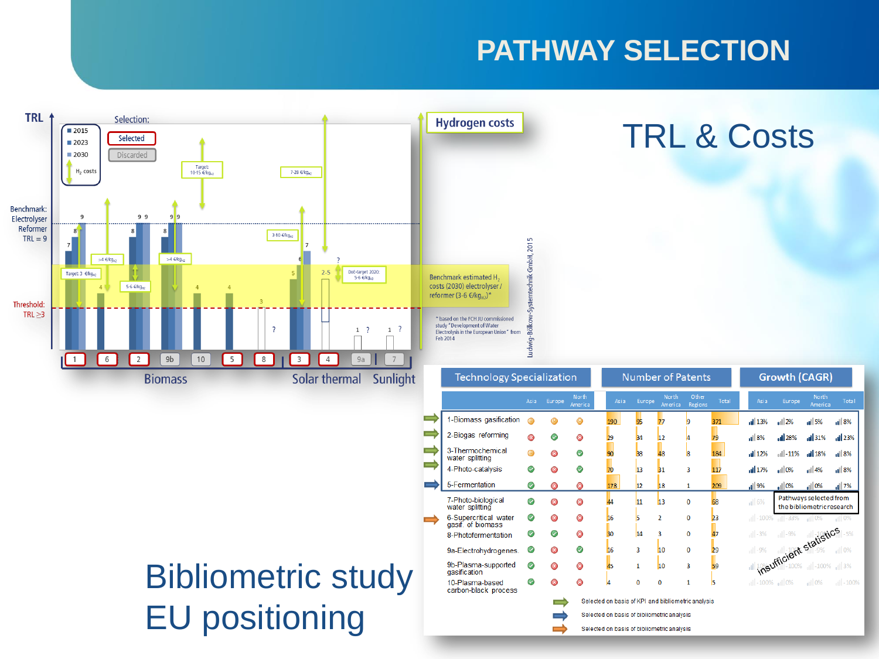# PATHWAY SELECTION

## TRL & Costs

TRL

Selection:

- 2015
- 2023
- 2030
- $H_2$ costs

Selected

Discarded

Hydrogen costs

Benchmark: Electrolyser Reformer TRL = 9

Threshold: TRL ≥3

Target: 10-15 €/kg$_{H2}$

7-28 €/kg$_{H2}$

3-10 €/kg$_{H2}$

>4 €/kg$_{H2}$

>4 €/kg$_{H2}$

Target 3 €/kg$_{H2}$

5-6 €/kg$_{H2}$

DoE-target 2020: 5-6 €/kg$_{H2}$

Benchmark estimated $H_2$ costs (2030) electrolyser / reformer (3-6 €/kg$_{H2}$)*

\* based on the FCH JU commissioned study "Development of Water Electrolysis in the European Union" from Feb 2014

Ludwig-Bölkow-Systemtechnik GmbH, 2015

1 | 6 | 2 | 9b | 10 | 5 | 8 | 3 | 4 | 9a | 7

Biomass | Solar thermal | Sunlight

## Bibliometric study EU positioning

| | Technology Specialization | | | Number of Patents | | | | | Growth (CAGR) | | | |
|---|---|---|---|---|---|---|---|---|---|---|---|---|
| | Asia | Europe | North America | Asia | Europe | North America | Other Regions | Total | Asia | Europe | North America | Total |
| 1-Biomass gasification | | | | 190 | 95 | 77 | 9 | 371 | 13% | 2% | 5% | 8% |
| 2-Biogas reforming | | | | 29 | 34 | 12 | 4 | 79 | 8% | 28% | 31% | 23% |
| 3-Thermochemical water splitting | | | | 90 | 38 | 48 | 8 | 184 | 12% | -11% | 18% | 8% |
| 4-Photo-catalysis | | | | 70 | 13 | 31 | 3 | 117 | 17% | 0% | 4% | 8% |
| 5-Fermentation | | | | 178 | 12 | 18 | 1 | 209 | 9% | 0% | 0% | 7% |
| 7-Photo-biological water splitting | | | | 44 | 11 | 13 | 0 | 68 | 6% | | | |
| 6-Supercritical water gasif. of biomass | | | | 16 | 5 | 2 | 0 | 23 | -100% | -33% | 0% | 0% |
| 8-Photofermentation | | | | 30 | 14 | 3 | 0 | 47 | -3% | -9% | -100% | -5% |
| 9a-Electrohydrogenes. | | | | 16 | 3 | 10 | 0 | 29 | -9% | | -9% | 0% |
| 9b-Plasma-supported gasification | | | | 45 | 1 | 10 | 3 | 59 | | -100% | -100% | 3% |
| 10-Plasma-based carbon-black process | | | | 4 | 0 | 0 | 1 | 5 | -100% | 0% | 0% | -100% |

Pathways selected from the bibliometric research

insufficient statistics

- Selected on basis of KPI and bibliometric analysis
- Selected on basis of bibliometric analysis
- Selected on basis of bibliometric analysis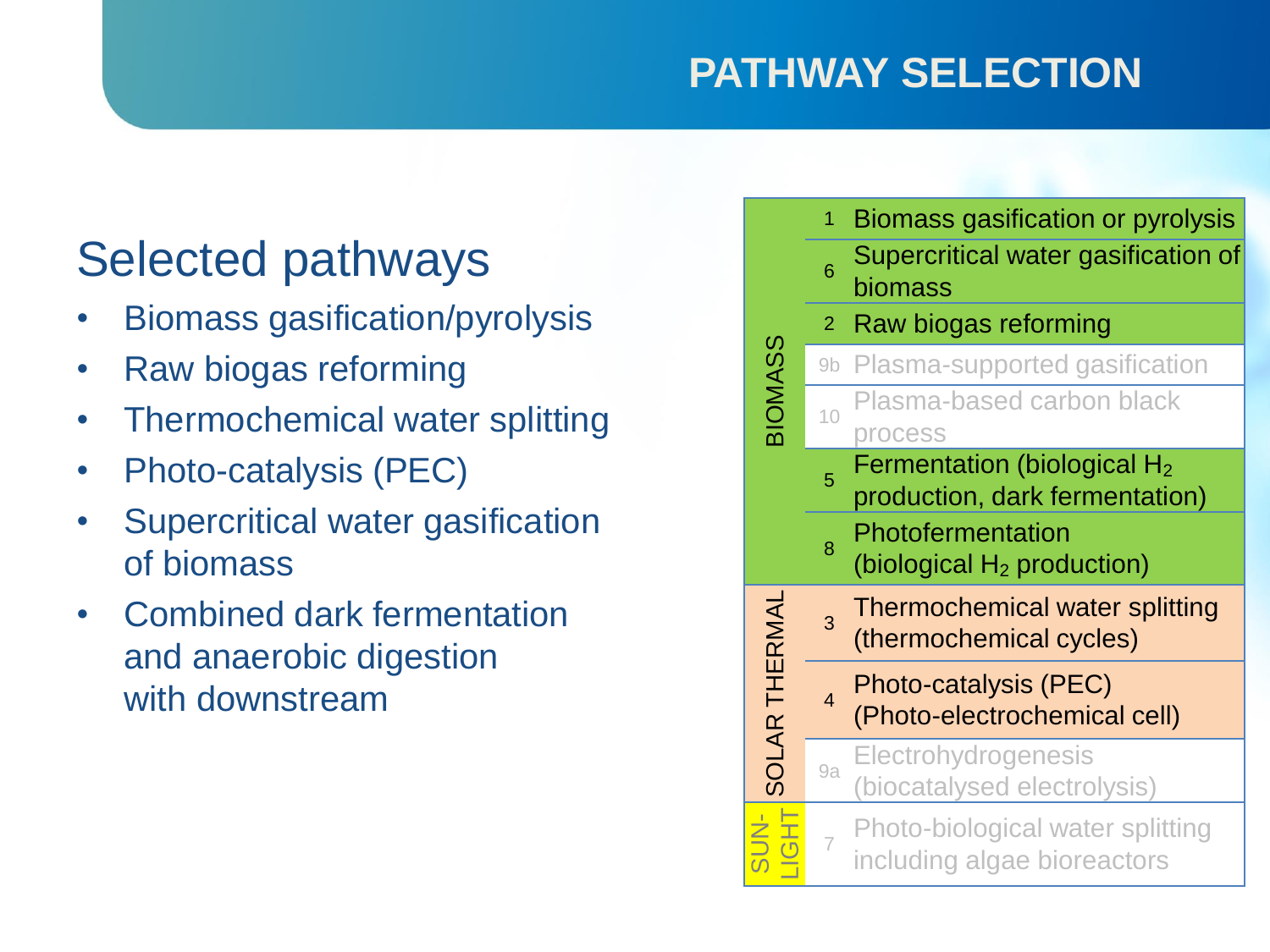# PATHWAY SELECTION

## Selected pathways

- Biomass gasification/pyrolysis
- Raw biogas reforming
- Thermochemical water splitting
- Photo-catalysis (PEC)
- Supercritical water gasification of biomass
- Combined dark fermentation and anaerobic digestion with downstream

| Category | No. | Pathway |
|---|---|---|
| BIOMASS | 1 | Biomass gasification or pyrolysis |
| | 6 | Supercritical water gasification of biomass |
| | 2 | Raw biogas reforming |
| | 9b | Plasma-supported gasification |
| | 10 | Plasma-based carbon black process |
| | 5 | Fermentation (biological $H_2$ production, dark fermentation) |
| | 8 | Photofermentation (biological $H_2$ production) |
| SOLAR THERMAL | 3 | Thermochemical water splitting (thermochemical cycles) |
| | 4 | Photo-catalysis (PEC) (Photo-electrochemical cell) |
| | 9a | Electrohydrogenesis (biocatalysed electrolysis) |
| SUN-LIGHT | 7 | Photo-biological water splitting including algae bioreactors |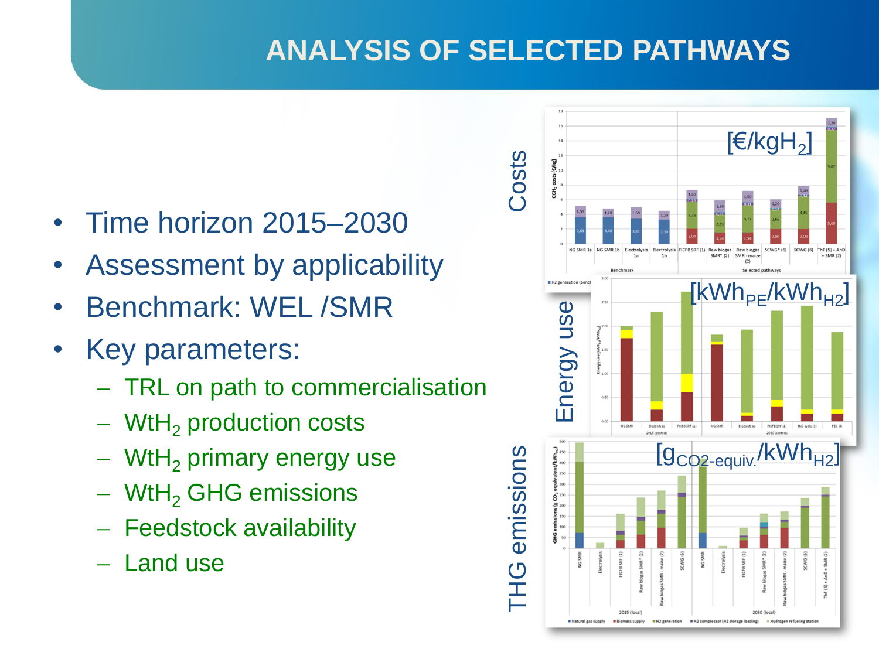# ANALYSIS OF SELECTED PATHWAYS

- Time horizon 2015–2030
- Assessment by applicability
- Benchmark: WEL /SMR
- Key parameters:
  - TRL on path to commercialisation
  - $WtH_2$ production costs
  - $WtH_2$ primary energy use
  - $WtH_2$ GHG emissions
  - Feedstock availability
  - Land use

Costs [€/kg$H_2$]

Energy use [$kWh_{PE}/kWh_{H2}$]

THG emissions [$g_{CO2\text{-}equiv.}/kWh_{H2}$]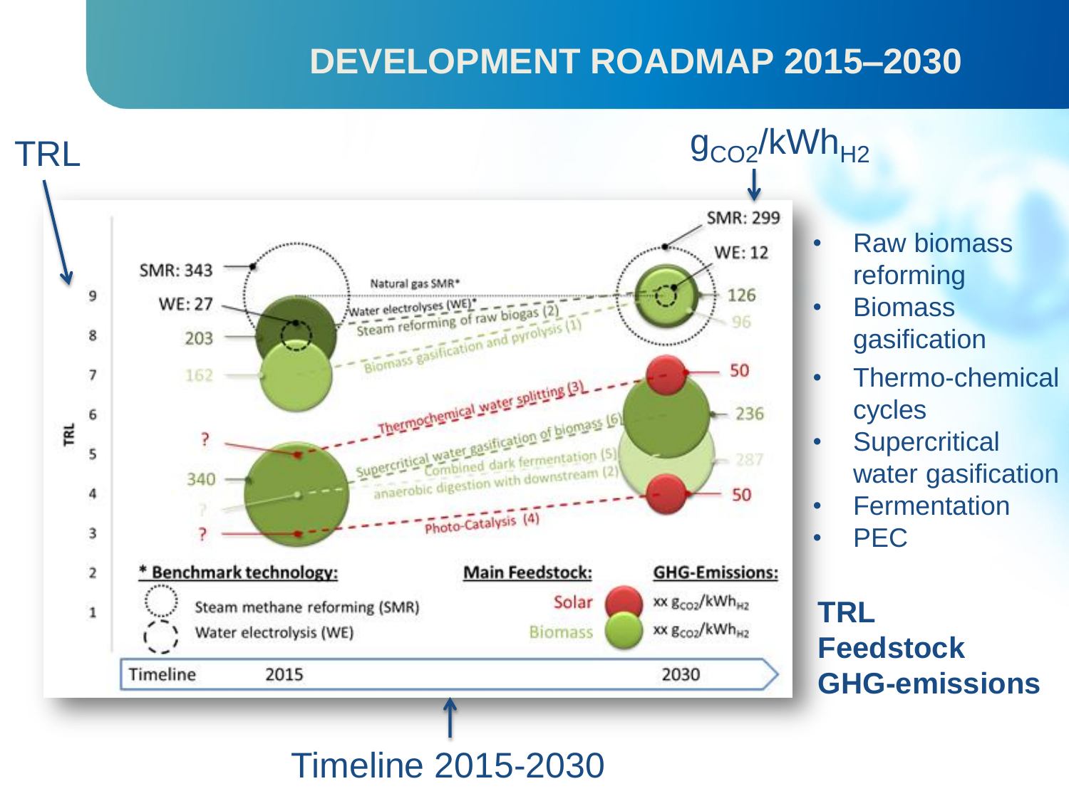# DEVELOPMENT ROADMAP 2015–2030

TRL

$g_{CO2}/kWh_{H2}$

SMR: 299

WE: 12

SMR: 343

WE: 27

Natural gas SMR*

Water electrolyses (WE)*

Steam reforming of raw biogas (2)

Biomass gasification and pyrolysis (1)

Thermochemical water splitting (3)

Supercritical water gasification of biomass (6)

Combined dark fermentation (5)

anaerobic digestion with downstream (2)

Photo-Catalysis (4)

126

96

203

162

50

236

287

50

?

340

?

?

* Benchmark technology:

Steam methane reforming (SMR)

Water electrolysis (WE)

Main Feedstock:

Solar

Biomass

GHG-Emissions:

xx $g_{CO2}/kWh_{H2}$

xx $g_{CO2}/kWh_{H2}$

Timeline 2015 2030

Timeline 2015-2030

- Raw biomass reforming
- Biomass gasification
- Thermo-chemical cycles
- Supercritical water gasification
- Fermentation
- PEC

**TRL**
**Feedstock**
**GHG-emissions**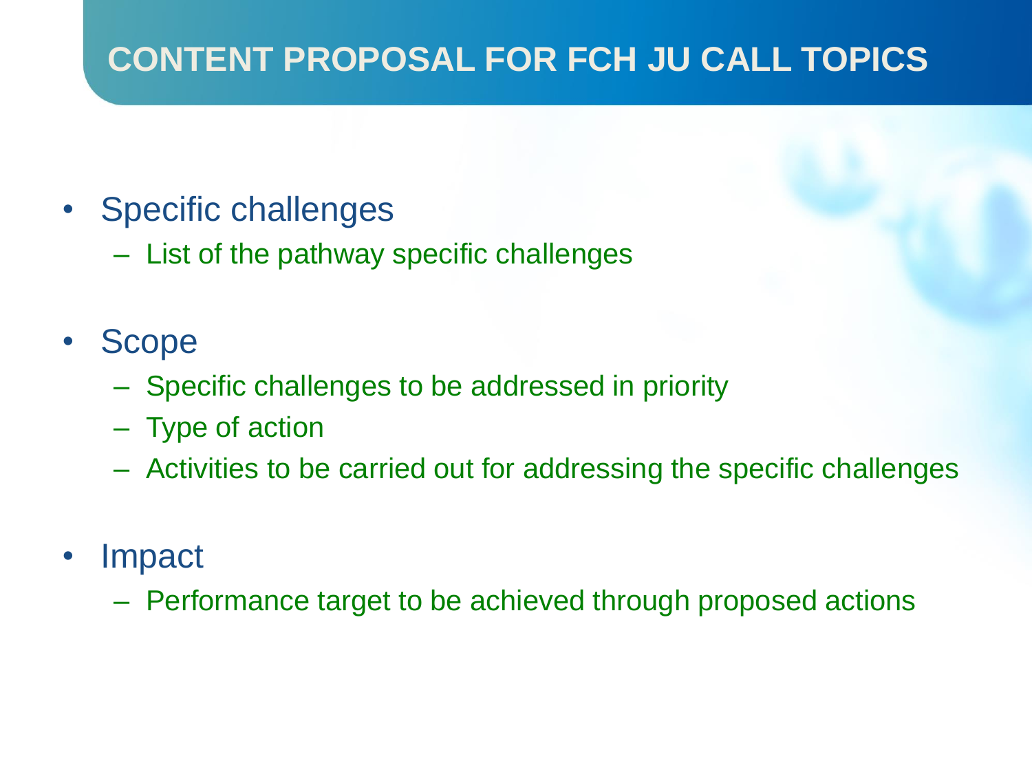# CONTENT PROPOSAL FOR FCH JU CALL TOPICS

- Specific challenges
  - List of the pathway specific challenges
- Scope
  - Specific challenges to be addressed in priority
  - Type of action
  - Activities to be carried out for addressing the specific challenges
- Impact
  - Performance target to be achieved through proposed actions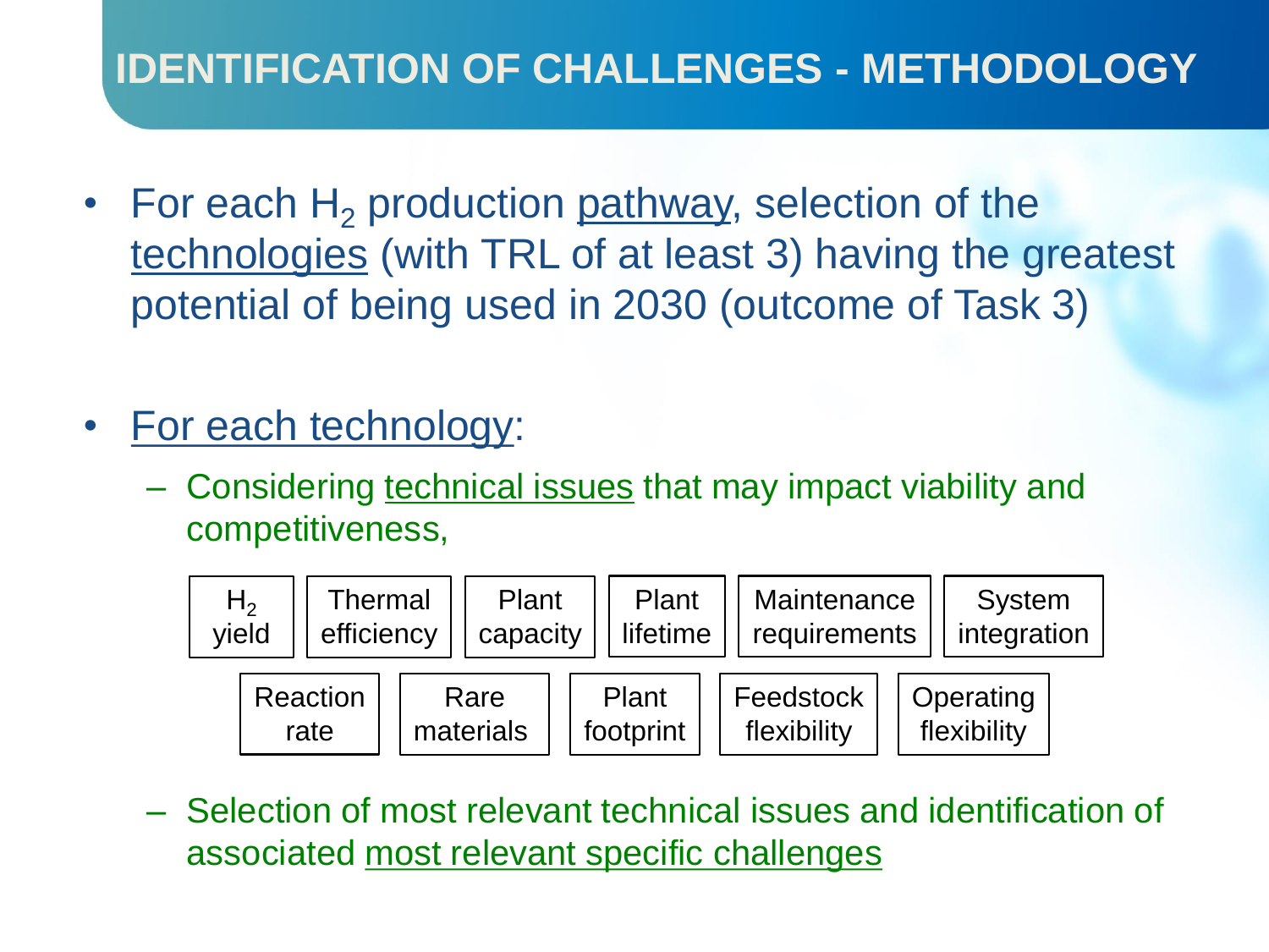# IDENTIFICATION OF CHALLENGES - METHODOLOGY

- For each $H_2$ production pathway, selection of the technologies (with TRL of at least 3) having the greatest potential of being used in 2030 (outcome of Task 3)

- For each technology:
  - Considering technical issues that may impact viability and competitiveness,

    - $H_2$ yield
    - Thermal efficiency
    - Plant capacity
    - Plant lifetime
    - Maintenance requirements
    - System integration
    - Reaction rate
    - Rare materials
    - Plant footprint
    - Feedstock flexibility
    - Operating flexibility

  - Selection of most relevant technical issues and identification of associated most relevant specific challenges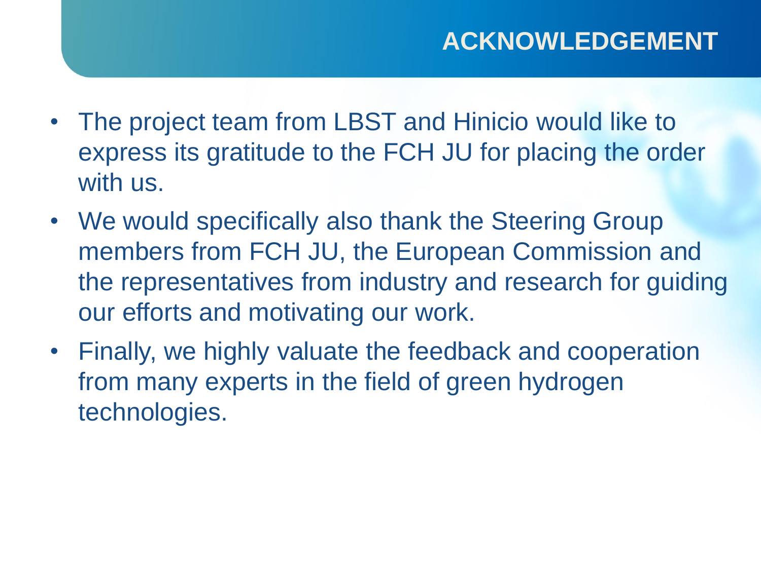# ACKNOWLEDGEMENT

- The project team from LBST and Hinicio would like to express its gratitude to the FCH JU for placing the order with us.
- We would specifically also thank the Steering Group members from FCH JU, the European Commission and the representatives from industry and research for guiding our efforts and motivating our work.
- Finally, we highly valuate the feedback and cooperation from many experts in the field of green hydrogen technologies.